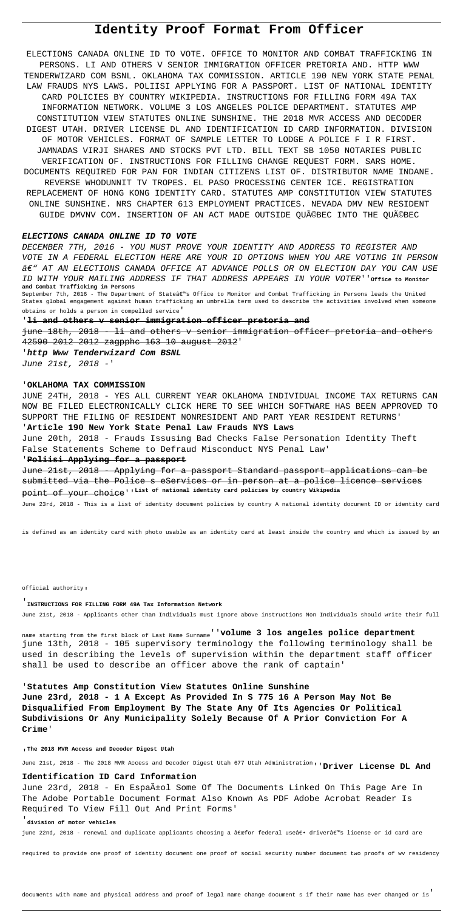# Identity Proof Format From Officer

ELECTIONS CANADA ONLINE ID TO VOTE. OFFICE TO MONITOR AND COMBAT TRAFFICKING IN PERSONS. LI AND OTHERS V SENIOR IMMIGRATION OFFICER PRETORIA AND. HTTP WWW TENDERWIZARD COM BSNL. OKLAHOMA TAX COMMISSION. ARTICLE 190 NEW YORK STATE PENAL LAW FRAUDS NYS LAWS. POLIISI APPLYING FOR A PASSPORT. LIST OF NATIONAL IDENTITY CARD POLICIES BY COUNTRY WIKIPEDIA. INSTRUCTIONS FOR FILLING FORM 49A TAX INFORMATION NETWORK. VOLUME 3 LOS ANGELES POLICE DEPARTMENT. STATUTES AMP CONSTITUTION VIEW STATUTES ONLINE SUNSHINE. THE 2018 MVR ACCESS AND DECODER DIGEST UTAH. DRIVER LICENSE DL AND IDENTIFICATION ID CARD INFORMATION. DIVISION OF MOTOR VEHICLES. FORMAT OF SAMPLE LETTER TO LODGE A POLICE F I R FIRST. JAMNADAS VIRJI SHARES AND STOCKS PVT LTD. BILL TEXT SB 1050 NOTARIES PUBLIC VERIFICATION OF. INSTRUCTIONS FOR FILLING CHANGE REQUEST FORM. SARS HOME. DOCUMENTS REQUIRED FOR PAN FOR INDIAN CITIZENS LIST OF. DISTRIBUTOR NAME INDANE. REVERSE WHODUNNIT TV TROPES. EL PASO PROCESSING CENTER ICE. REGISTRATION REPLACEMENT OF HONG KONG IDENTITY CARD. STATUTES AMP CONSTITUTION VIEW STATUTES ONLINE SUNSHINE. NRS CHAPTER 613 EMPLOYMENT PRACTICES. NEVADA DMV NEW RESIDENT GUIDE DMVNV COM. INSERTION OF AN ACT MADE OUTSIDE QUÃ©BEC INTO THE QUÃ©BEC

### ELECTIONS CANADA ONLINE ID TO VOTE

DECEMBER 7TH, 2016 - YOU MUST PROVE YOUR IDENTITY AND ADDRESS TO REGISTER AND VOTE IN A FEDERAL ELECTION HERE ARE YOUR ID OPTIONS WHEN YOU ARE VOTING IN PERSON â€" AT AN ELECTIONS CANADA OFFICE AT ADVANCE POLLS OR ON ELECTION DAY YOU CAN USE ID WITH YOUR MAILING ADDRESS IF THAT ADDRESS APPEARS IN YOUR VOTER''**Office to Monitor and Combat Trafficking in Persons**

September 7th, 2016 - The Department of Stateâ€™s Office to Monitor and Combat Trafficking in Persons leads the United States global engagement against human trafficking an umbrella term used to describe the activities involved when someone obtains or holds a person in compelled service'

'**li and others v senior immigration officer pretoria and**

june 18th, 2018 - li and others v senior immigration officer pretoria and others 42590 2012 2012 zagpphc 163 10 august 2012'

'**http Www Tenderwizard Com BSNL**

June 21st, 2018 -'

'**OKLAHOMA TAX COMMISSION**

JUNE 24TH, 2018 - YES ALL CURRENT YEAR OKLAHOMA INDIVIDUAL INCOME TAX RETURNS CAN NOW BE FILED ELECTRONICALLY CLICK HERE TO SEE WHICH SOFTWARE HAS BEEN APPROVED TO SUPPORT THE FILING OF RESIDENT NONRESIDENT AND PART YEAR RESIDENT RETURNS'

'**Article 190 New York State Penal Law Frauds NYS Laws**

June 20th, 2018 - Frauds Issusing Bad Checks False Personation Identity Theft False Statements Scheme to Defraud Misconduct NYS Penal Law'

'**Poliisi Applying for a passport**

June 21st, 2018 - Applying for a passport Standard passport applications can be submitted via the Police s eServices or in person at a police licence services point of your choice''**List of national identity card policies by country Wikipedia**

June 23rd, 2018 - This is a list of identity document policies by country A national identity document ID or identity card is defined as an identity card with photo usable as an identity card at least inside the country and which is issued by an official authority'

'**INSTRUCTIONS FOR FILLING FORM 49A Tax Information Network**

June 21st, 2018 - Applicants other than Individuals must ignore above instructions Non Individuals should write their full name starting from the first block of Last Name Surname''**volume 3 los angeles police department**

june 13th, 2018 - 105 supervisory terminology the following terminology shall be used in describing the levels of supervision within the department staff officer shall be used to describe an officer above the rank of captain'

'**Statutes Amp Constitution View Statutes Online Sunshine**

**June 23rd, 2018 - 1 A Except As Provided In S 775 16 A Person May Not Be Disqualified From Employment By The State Any Of Its Agencies Or Political Subdivisions Or Any Municipality Solely Because Of A Prior Conviction For A Crime**'

'**The 2018 MVR Access and Decoder Digest Utah**

June 21st, 2018 - The 2018 MVR Access and Decoder Digest Utah 677 Utah Administration''**Driver License DL And Identification ID Card Information**

June 23rd, 2018 - En EspaÃ±ol Some Of The Documents Linked On This Page Are In The Adobe Portable Document Format Also Known As PDF Adobe Acrobat Reader Is Required To View Fill Out And Print Forms'

'**division of motor vehicles**

june 22nd, 2018 - renewal and duplicate applicants choosing a â€œfor federal useâ€• driverâ€™s license or id card are required to provide one proof of identity document one proof of social security number document two proofs of wv residency documents with name and physical address and proof of legal name change document s if their name has ever changed or is'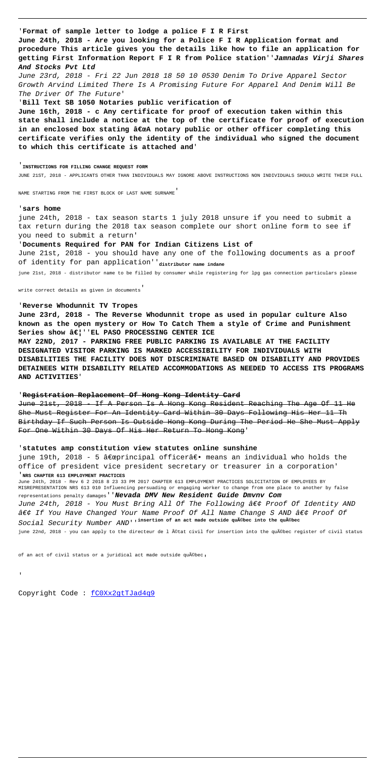'**Format of sample letter to lodge a police F I R First**
**June 24th, 2018 - Are you looking for a Police F I R Application format and procedure This article gives you the details like how to file an application for getting First Information Report F I R from Police station**''***Jamnadas Virji Shares And Stocks Pvt Ltd***
*June 23rd, 2018 - Fri 22 Jun 2018 18 50 10 0530 Denim To Drive Apparel Sector Growth Arvind Limited There Is A Promising Future For Apparel And Denim Will Be The Driver Of The Future*'

'**Bill Text SB 1050 Notaries public verification of**
**June 16th, 2018 - c Any certificate for proof of execution taken within this state shall include a notice at the top of the certificate for proof of execution in an enclosed box stating â€œA notary public or other officer completing this certificate verifies only the identity of the individual who signed the document to which this certificate is attached and**'

'**INSTRUCTIONS FOR FILLING CHANGE REQUEST FORM**
JUNE 21ST, 2018 - APPLICANTS OTHER THAN INDIVIDUALS MAY IGNORE ABOVE INSTRUCTIONS NON INDIVIDUALS SHOULD WRITE THEIR FULL NAME STARTING FROM THE FIRST BLOCK OF LAST NAME SURNAME'

'**sars home**
june 24th, 2018 - tax season starts 1 july 2018 unsure if you need to submit a tax return during the 2018 tax season complete our short online form to see if you need to submit a return'

'**Documents Required for PAN for Indian Citizens List of**
June 21st, 2018 - you should have any one of the following documents as a proof of identity for pan application''**distributor name indane**
june 21st, 2018 - distributor name to be filled by consumer while registering for lpg gas connection particulars please write correct details as given in documents'

'**Reverse Whodunnit TV Tropes**
**June 23rd, 2018 - The Reverse Whodunnit trope as used in popular culture Also known as the open mystery or How To Catch Them a style of Crime and Punishment Series show â€¦**''**EL PASO PROCESSING CENTER ICE**
**MAY 22ND, 2017 - PARKING FREE PUBLIC PARKING IS AVAILABLE AT THE FACILITY DESIGNATED VISITOR PARKING IS MARKED ACCESSIBILITY FOR INDIVIDUALS WITH DISABILITIES THE FACILITY DOES NOT DISCRIMINATE BASED ON DISABILITY AND PROVIDES DETAINEES WITH DISABILITY RELATED ACCOMMODATIONS AS NEEDED TO ACCESS ITS PROGRAMS AND ACTIVITIES**'

'**Registration Replacement Of Hong Kong Identity Card**
~~June 21st, 2018 - If A Person Is A Hong Kong Resident Reaching The Age Of 11 He She Must Register For An Identity Card Within 30 Days Following His Her 11 Th Birthday If Such Person Is Outside Hong Kong During The Period He She Must Apply For One Within 30 Days Of His Her Return To Hong Kong~~'

'**statutes amp constitution view statutes online sunshine**
june 19th, 2018 - 5 â€œprincipal officerâ€• means an individual who holds the office of president vice president secretary or treasurer in a corporation'

'**NRS CHAPTER 613 EMPLOYMENT PRACTICES**
June 24th, 2018 - Rev 6 2 2018 8 23 33 PM 2017 CHAPTER 613 EMPLOYMENT PRACTICES SOLICITATION OF EMPLOYEES BY MISREPRESENTATION NRS 613 010 Influencing persuading or engaging worker to change from one place to another by false representations penalty damages''***Nevada DMV New Resident Guide Dmvnv Com***
*June 24th, 2018 - You Must Bring All Of The Following â€¢ Proof Of Identity AND â€¢ If You Have Changed Your Name Proof Of All Name Change S AND â€¢ Proof Of Social Security Number AND*''**insertion of an act made outside quÃ©bec into the quÃ©bec**
june 22nd, 2018 - you can apply to the directeur de l Ã©tat civil for insertion into the quÃ©bec register of civil status of an act of civil status or a juridical act made outside quÃ©bec'

'

Copyright Code : fC0Xx2gtTJad4q9